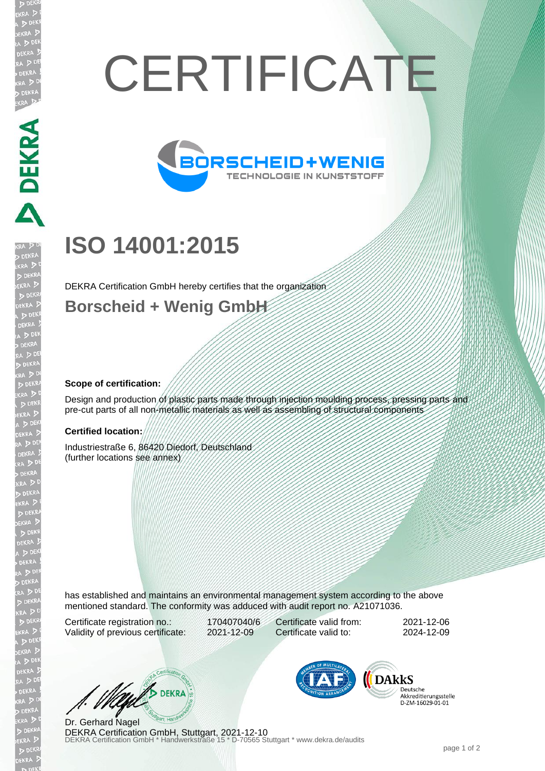# CERTIFICATE

BORSCHEID+WENIG
TECHNOLOGIE IN KUNSTSTOFF

# ISO 14001:2015

DEKRA Certification GmbH hereby certifies that the organization

## Borscheid + Wenig GmbH

**Scope of certification:**

Design and production of plastic parts made through injection moulding process, pressing parts and pre-cut parts of all non-metallic materials as well as assembling of structural components

**Certified location:**

Industriestraße 6, 86420 Diedorf, Deutschland
(further locations see annex)

has established and maintains an environmental management system according to the above mentioned standard. The conformity was adduced with audit report no. A21071036.

| | | | |
|---|---|---|---|
| Certificate registration no.: | 170407040/6 | Certificate valid from: | 2021-12-06 |
| Validity of previous certificate: | 2021-12-09 | Certificate valid to: | 2024-12-09 |

DAkkS
Deutsche Akkreditierungsstelle
D-ZM-16029-01-01

Dr. Gerhard Nagel
DEKRA Certification GmbH, Stuttgart, 2021-12-10
DEKRA Certification GmbH * Handwerkstraße 15 * D-70565 Stuttgart * www.dekra.de/audits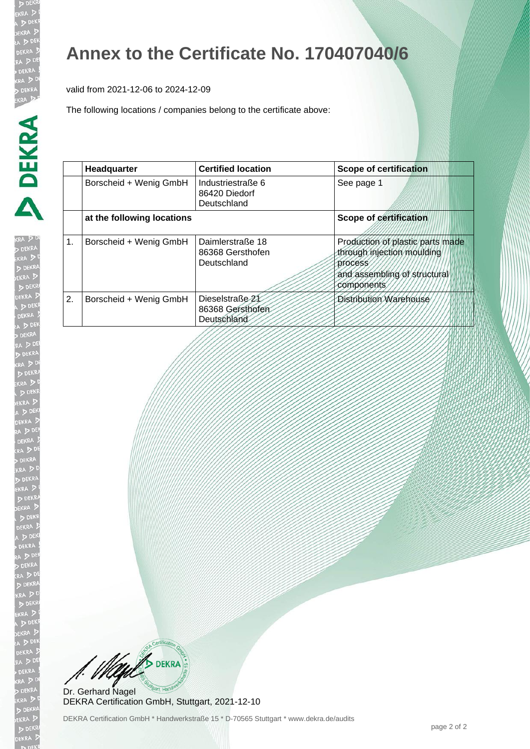# Annex to the Certificate No. 170407040/6

valid from 2021-12-06 to 2024-12-09

The following locations / companies belong to the certificate above:

| | Headquarter | Certified location | Scope of certification |
|---|---|---|---|
| | Borscheid + Wenig GmbH | Industriestraße 6<br>86420 Diedorf<br>Deutschland | See page 1 |
| | **at the following locations** | | **Scope of certification** |
| 1. | Borscheid + Wenig GmbH | Daimlerstraße 18<br>86368 Gersthofen<br>Deutschland | Production of plastic parts made through injection moulding process<br>and assembling of structural components |
| 2. | Borscheid + Wenig GmbH | Dieselstraße 21<br>86368 Gersthofen<br>Deutschland | Distribution Warehouse |

Dr. Gerhard Nagel
DEKRA Certification GmbH, Stuttgart, 2021-12-10

DEKRA Certification GmbH * Handwerkstraße 15 * D-70565 Stuttgart * www.dekra.de/audits